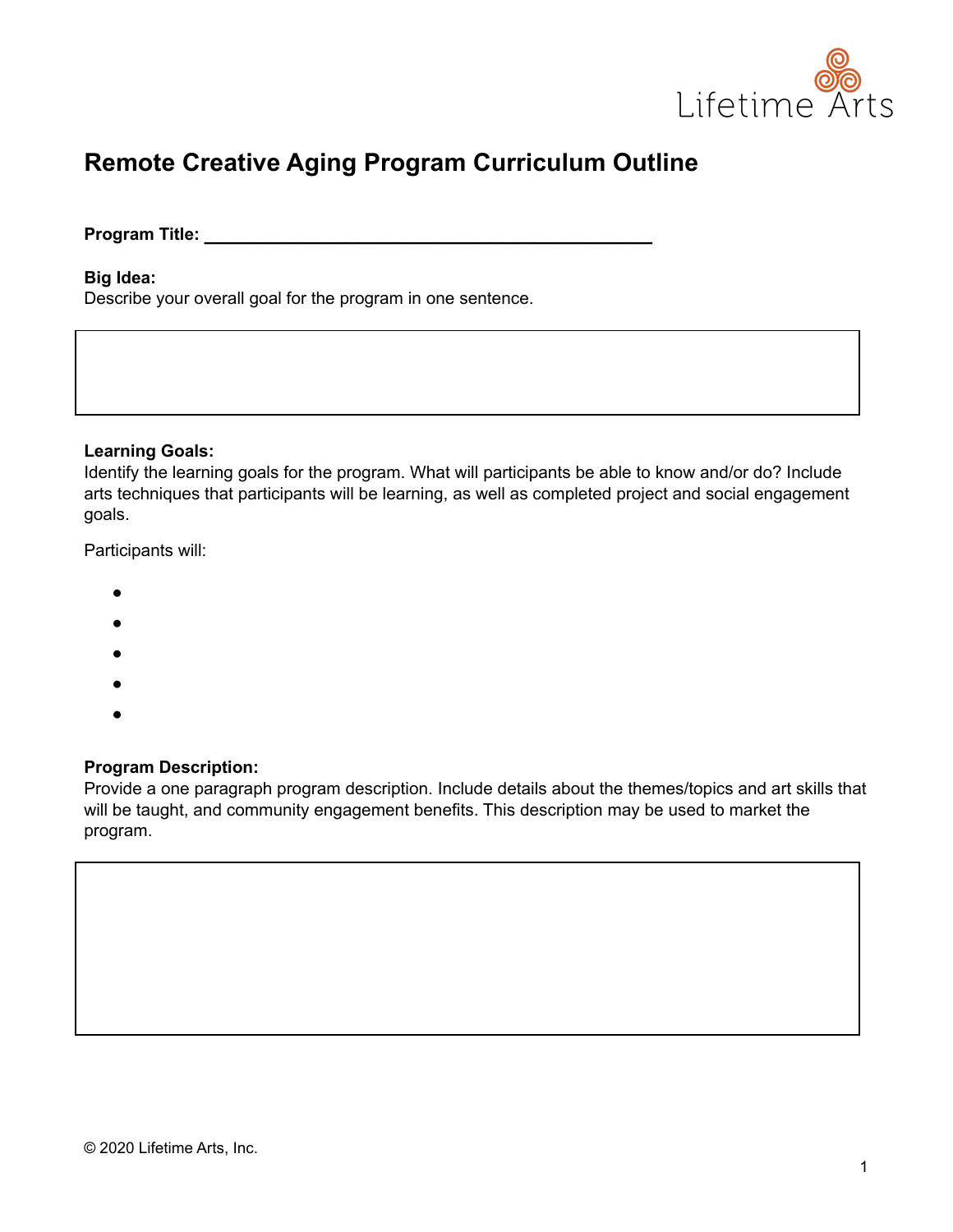Lifetime Arts

# Remote Creative Aging Program Curriculum Outline

**Program Title:** ___________________________________________

**Big Idea:**
Describe your overall goal for the program in one sentence.

**Learning Goals:**
Identify the learning goals for the program. What will participants be able to know and/or do? Include arts techniques that participants will be learning, as well as completed project and social engagement goals.

Participants will:

- 
- 
- 
- 
- 

**Program Description:**
Provide a one paragraph program description. Include details about the themes/topics and art skills that will be taught, and community engagement benefits. This description may be used to market the program.

© 2020 Lifetime Arts, Inc.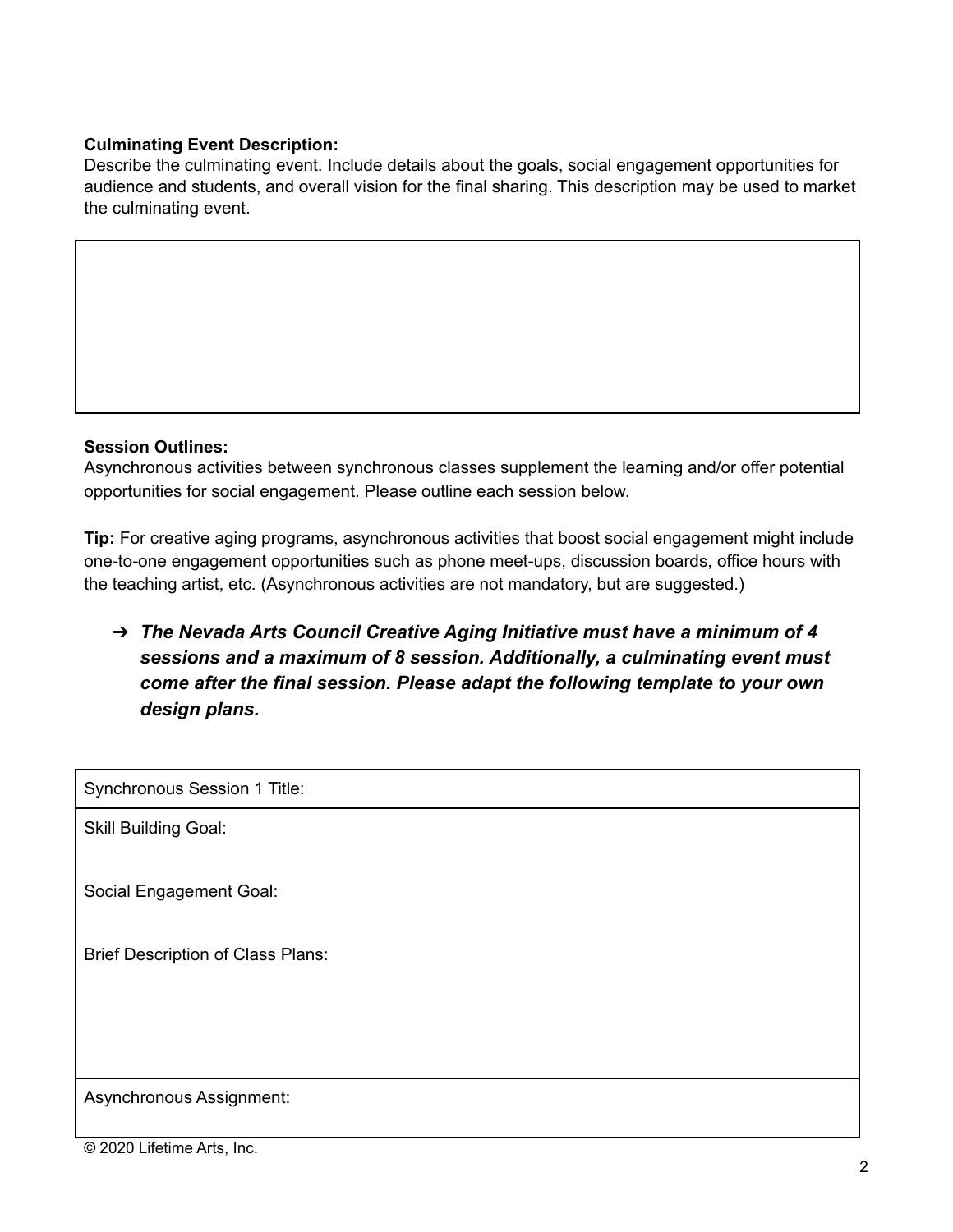**Culminating Event Description:**
Describe the culminating event. Include details about the goals, social engagement opportunities for audience and students, and overall vision for the final sharing. This description may be used to market the culminating event.

| |
|---|
| |

**Session Outlines:**
Asynchronous activities between synchronous classes supplement the learning and/or offer potential opportunities for social engagement. Please outline each session below.

**Tip:** For creative aging programs, asynchronous activities that boost social engagement might include one-to-one engagement opportunities such as phone meet-ups, discussion boards, office hours with the teaching artist, etc. (Asynchronous activities are not mandatory, but are suggested.)

- ***The Nevada Arts Council Creative Aging Initiative must have a minimum of 4 sessions and a maximum of 8 session. Additionally, a culminating event must come after the final session. Please adapt the following template to your own design plans.***

| Synchronous Session 1 Title: |
|---|
| Skill Building Goal:<br><br>Social Engagement Goal:<br><br>Brief Description of Class Plans: |
| Asynchronous Assignment: |

© 2020 Lifetime Arts, Inc.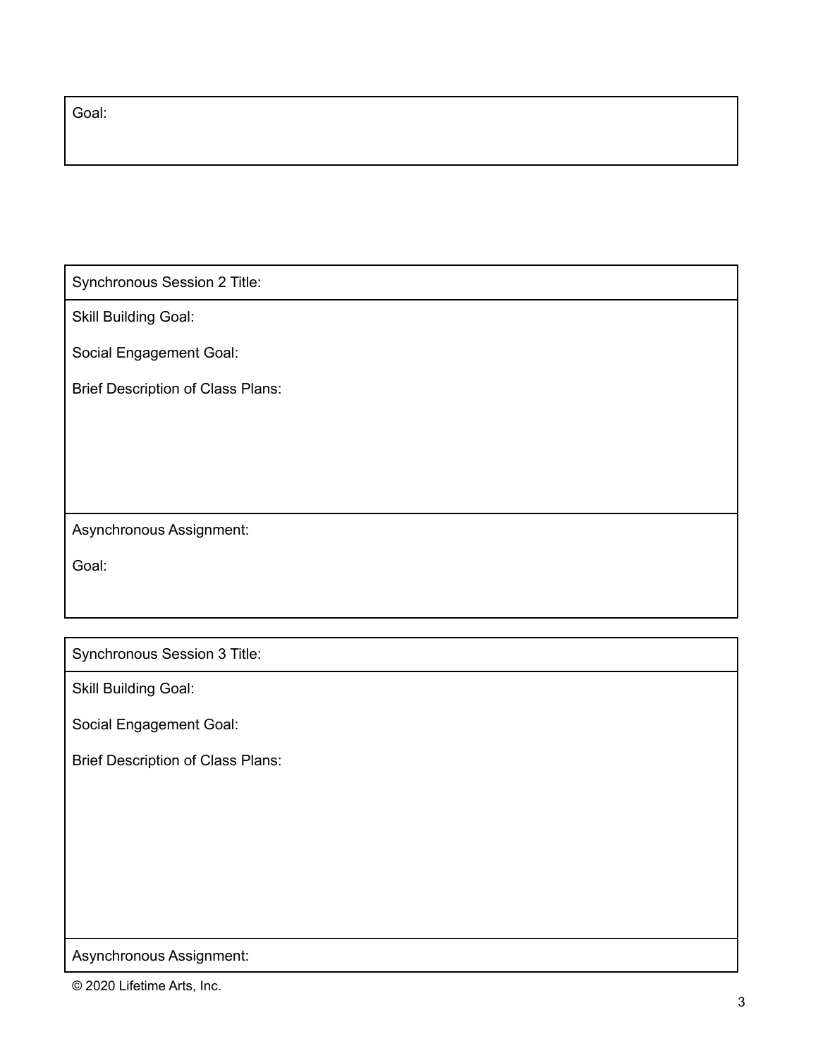Goal:

---

Synchronous Session 2 Title:

Skill Building Goal:

Social Engagement Goal:

Brief Description of Class Plans:

Asynchronous Assignment:

Goal:

---

Synchronous Session 3 Title:

Skill Building Goal:

Social Engagement Goal:

Brief Description of Class Plans:

Asynchronous Assignment:

© 2020 Lifetime Arts, Inc.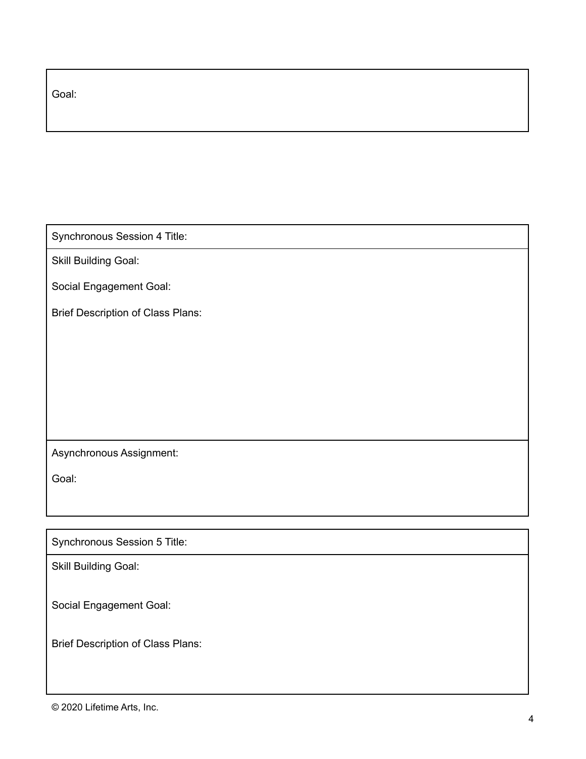| Goal: |
| --- |

| Synchronous Session 4 Title: |
| --- |
| Skill Building Goal:<br><br>Social Engagement Goal:<br><br>Brief Description of Class Plans: |
| Asynchronous Assignment:<br><br>Goal: |

| Synchronous Session 5 Title: |
| --- |
| Skill Building Goal:<br><br>Social Engagement Goal:<br><br>Brief Description of Class Plans: |

© 2020 Lifetime Arts, Inc.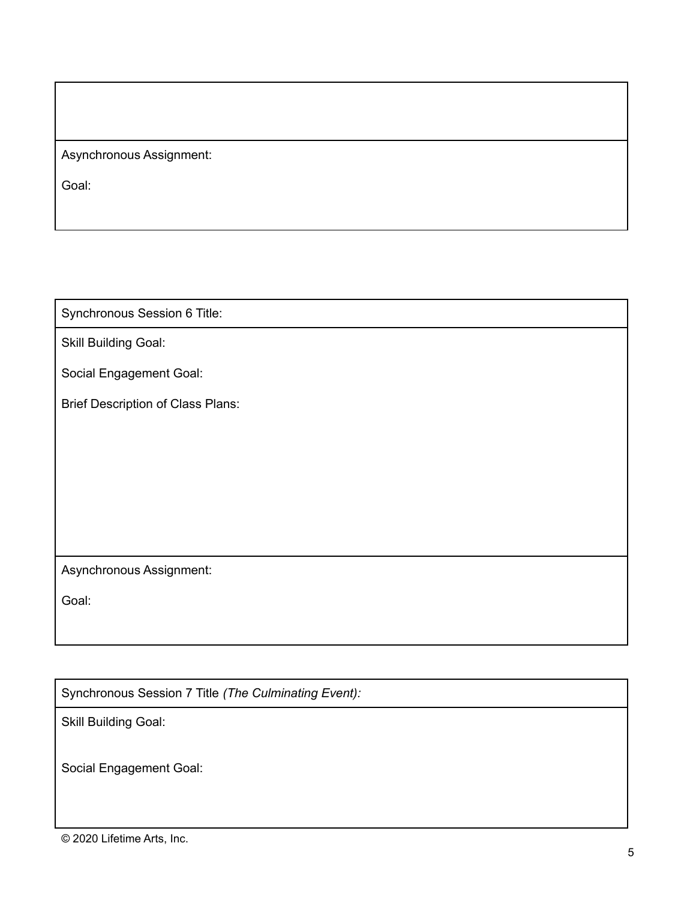Asynchronous Assignment:

Goal:

Synchronous Session 6 Title:

Skill Building Goal:

Social Engagement Goal:

Brief Description of Class Plans:

Asynchronous Assignment:

Goal:

Synchronous Session 7 Title *(The Culminating Event):*

Skill Building Goal:

Social Engagement Goal:

© 2020 Lifetime Arts, Inc.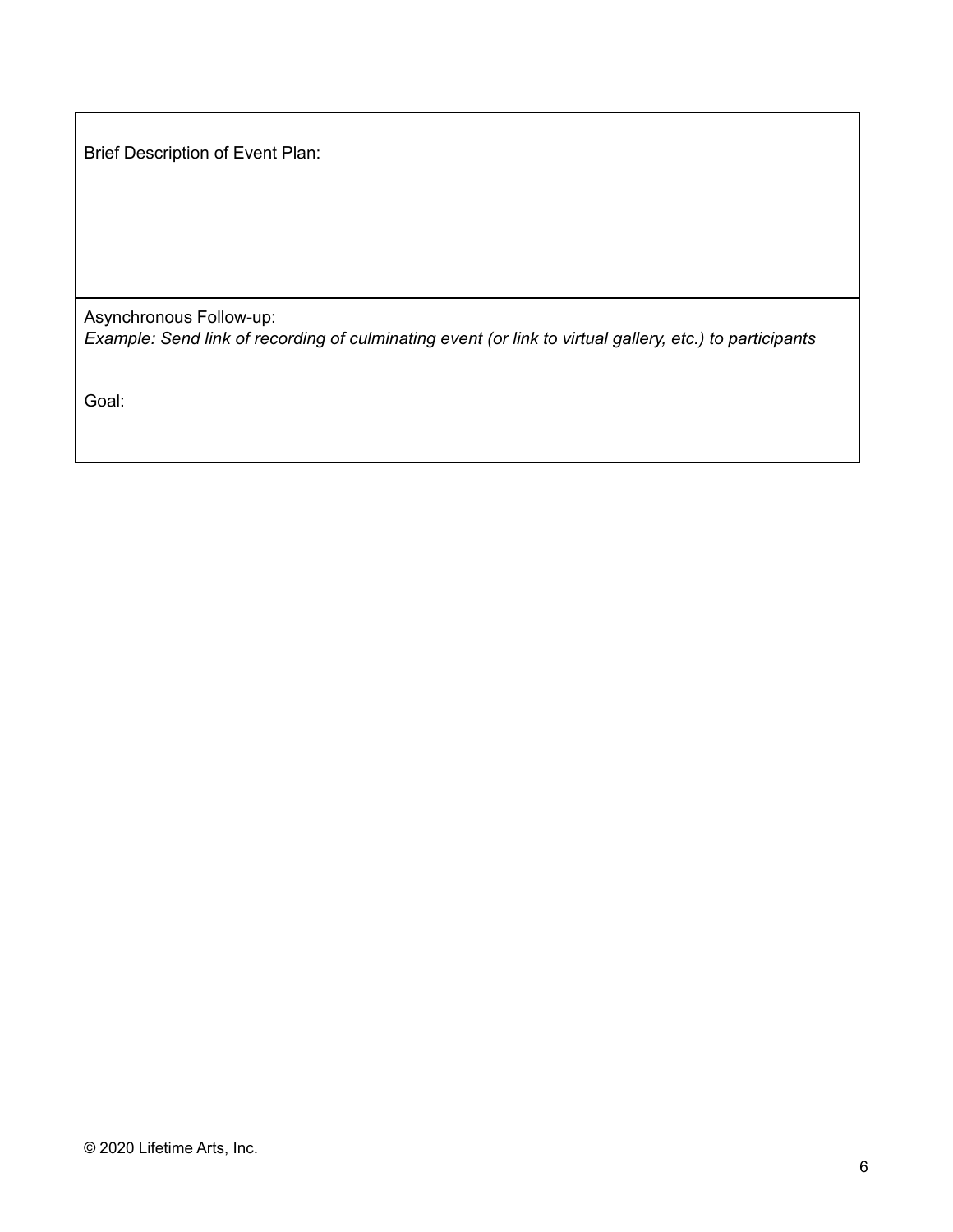| |
|---|
| Brief Description of Event Plan: |
| Asynchronous Follow-up:<br>*Example: Send link of recording of culminating event (or link to virtual gallery, etc.) to participants*<br><br>Goal: |

© 2020 Lifetime Arts, Inc.